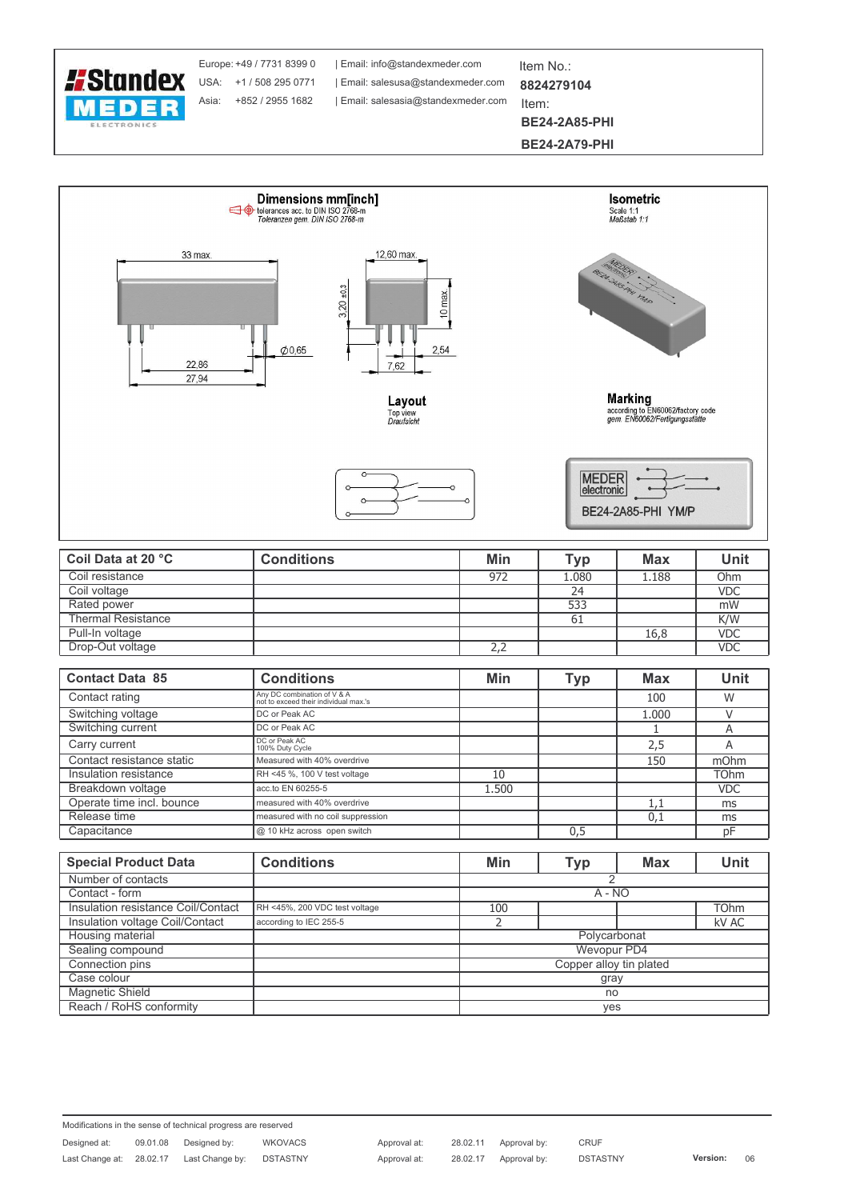Europe: +49 / 7731 8399 0 | Email: info@standexmeder.com
USA: +1 / 508 295 0771 | Email: salesusa@standexmeder.com
Asia: +852 / 2955 1682 | Email: salesasia@standexmeder.com

Item No.:
**8824279104**
Item:
**BE24-2A85-PHI**
**BE24-2A79-PHI**

## Dimensions mm[inch]

tolerances acc. to DIN ISO 2768-m
*Toleranzen gem. DIN ISO 2768-m*

33 max.
12,60 max.
3,20 ±0,3
10 max.
Ø0,65
2,54
7,62
22,86
27,94

## Isometric

Scale 1:1
*Maßstab 1:1*

## Layout

Top view
*Draufsicht*

## Marking

according to EN60062/factory code
*gem. EN60062/Fertigungsstätte*

MEDER electronic
BE24-2A85-PHI YM/P

| Coil Data at 20 °C | Conditions | Min | Typ | Max | Unit |
|---|---|---|---|---|---|
| Coil resistance | | 972 | 1.080 | 1.188 | Ohm |
| Coil voltage | | | 24 | | VDC |
| Rated power | | | 533 | | mW |
| Thermal Resistance | | | 61 | | K/W |
| Pull-In voltage | | | | 16,8 | VDC |
| Drop-Out voltage | | 2,2 | | | VDC |

| Contact Data 85 | Conditions | Min | Typ | Max | Unit |
|---|---|---|---|---|---|
| Contact rating | Any DC combination of V & A not to exceed their individual max.'s | | | 100 | W |
| Switching voltage | DC or Peak AC | | | 1.000 | V |
| Switching current | DC or Peak AC | | | 1 | A |
| Carry current | DC or Peak AC 100% Duty Cycle | | | 2,5 | A |
| Contact resistance static | Measured with 40% overdrive | | | 150 | mOhm |
| Insulation resistance | RH <45 %, 100 V test voltage | 10 | | | TOhm |
| Breakdown voltage | acc.to EN 60255-5 | 1.500 | | | VDC |
| Operate time incl. bounce | measured with 40% overdrive | | | 1,1 | ms |
| Release time | measured with no coil suppression | | | 0,1 | ms |
| Capacitance | @ 10 kHz across open switch | | 0,5 | | pF |

| Special Product Data | Conditions | Min | Typ | Max | Unit |
|---|---|---|---|---|---|
| Number of contacts | | 2 | | | |
| Contact - form | | A - NO | | | |
| Insulation resistance Coil/Contact | RH <45%, 200 VDC test voltage | 100 | | | TOhm |
| Insulation voltage Coil/Contact | according to IEC 255-5 | 2 | | | kV AC |
| Housing material | | Polycarbonat | | | |
| Sealing compound | | Wevopur PD4 | | | |
| Connection pins | | Copper alloy tin plated | | | |
| Case colour | | gray | | | |
| Magnetic Shield | | no | | | |
| Reach / RoHS conformity | | yes | | | |

Modifications in the sense of technical progress are reserved

| Designed at: | 09.01.08 | Designed by: | WKOVACS | Approval at: | 28.02.11 | Approval by: | CRUF | | |
|---|---|---|---|---|---|---|---|---|---|
| Last Change at: | 28.02.17 | Last Change by: | DSTASTNY | Approval at: | 28.02.17 | Approval by: | DSTASTNY | Version: | 06 |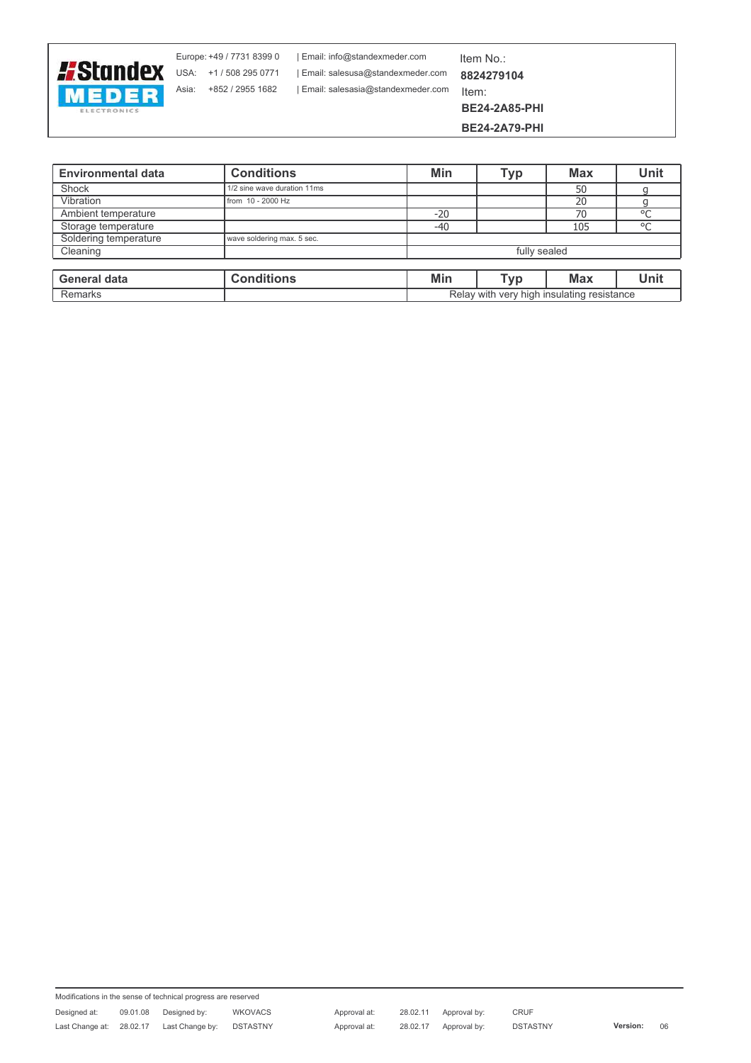| Environmental data | Conditions | Min | Typ | Max | Unit |
|---|---|---|---|---|---|
| Shock | 1/2 sine wave duration 11ms | | | 50 | g |
| Vibration | from 10 - 2000 Hz | | | 20 | g |
| Ambient temperature | | -20 | | 70 | °C |
| Storage temperature | | -40 | | 105 | °C |
| Soldering temperature | wave soldering max. 5 sec. | | | | |
| Cleaning | | fully sealed | | | |

| General data | Conditions | Min | Typ | Max | Unit |
|---|---|---|---|---|---|
| Remarks | | Relay with very high insulating resistance | | | |